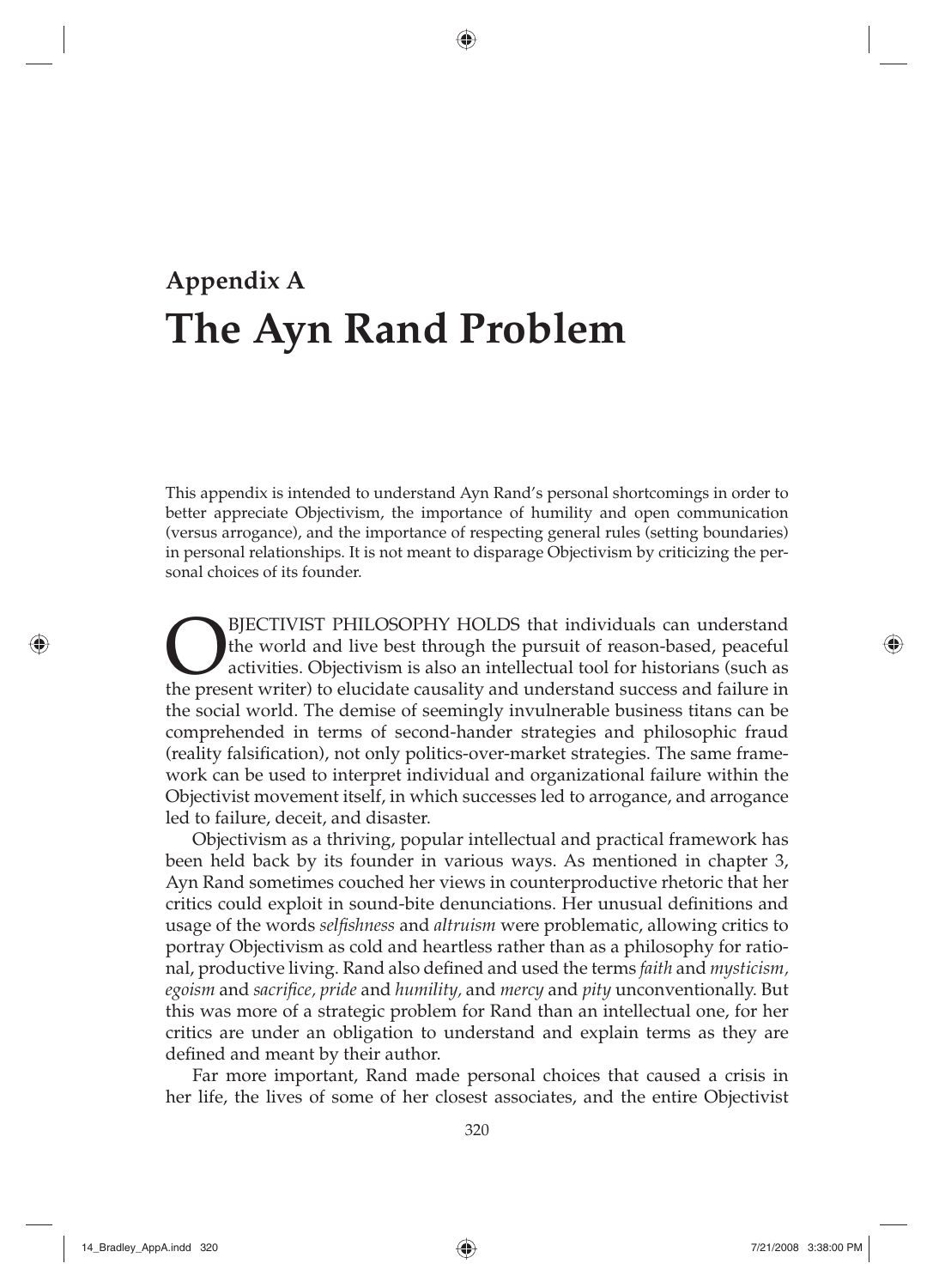# Appendix A
# The Ayn Rand Problem

This appendix is intended to understand Ayn Rand's personal shortcomings in order to better appreciate Objectivism, the importance of humility and open communication (versus arrogance), and the importance of respecting general rules (setting boundaries) in personal relationships. It is not meant to disparage Objectivism by criticizing the personal choices of its founder.

OBJECTIVIST PHILOSOPHY HOLDS that individuals can understand the world and live best through the pursuit of reason-based, peaceful activities. Objectivism is also an intellectual tool for historians (such as the present writer) to elucidate causality and understand success and failure in the social world. The demise of seemingly invulnerable business titans can be comprehended in terms of second-hander strategies and philosophic fraud (reality falsification), not only politics-over-market strategies. The same framework can be used to interpret individual and organizational failure within the Objectivist movement itself, in which successes led to arrogance, and arrogance led to failure, deceit, and disaster.

Objectivism as a thriving, popular intellectual and practical framework has been held back by its founder in various ways. As mentioned in chapter 3, Ayn Rand sometimes couched her views in counterproductive rhetoric that her critics could exploit in sound-bite denunciations. Her unusual definitions and usage of the words *selfishness* and *altruism* were problematic, allowing critics to portray Objectivism as cold and heartless rather than as a philosophy for rational, productive living. Rand also defined and used the terms *faith* and *mysticism, egoism* and *sacrifice, pride* and *humility,* and *mercy* and *pity* unconventionally. But this was more of a strategic problem for Rand than an intellectual one, for her critics are under an obligation to understand and explain terms as they are defined and meant by their author.

Far more important, Rand made personal choices that caused a crisis in her life, the lives of some of her closest associates, and the entire Objectivist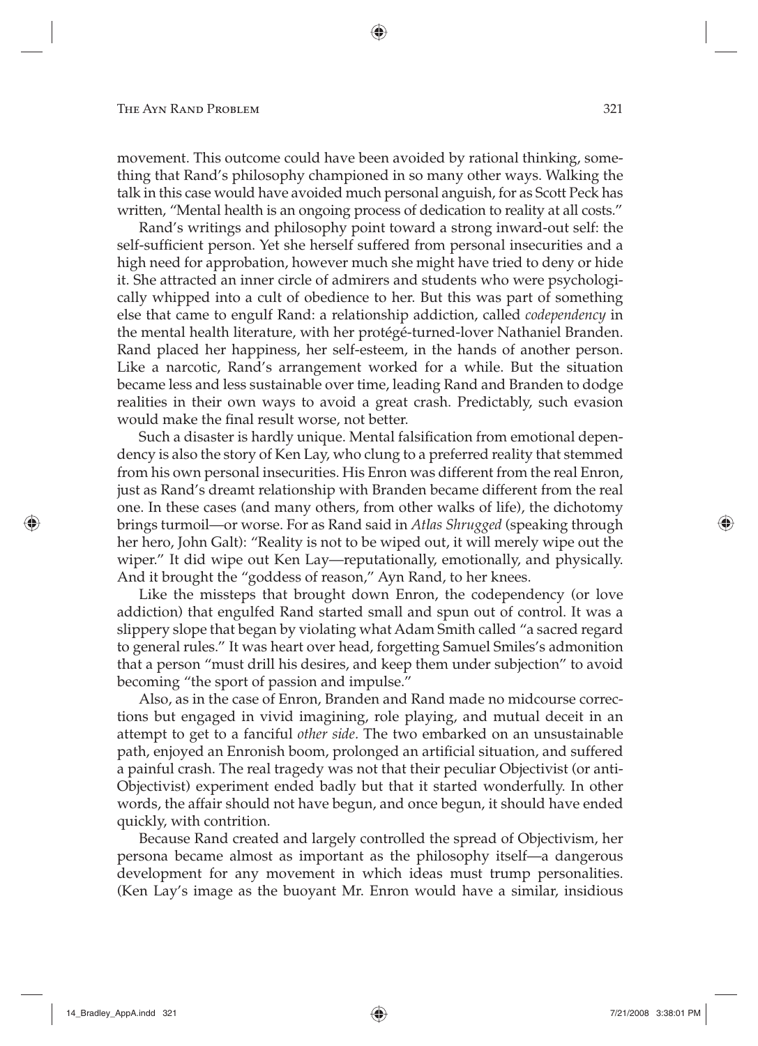movement. This outcome could have been avoided by rational thinking, something that Rand's philosophy championed in so many other ways. Walking the talk in this case would have avoided much personal anguish, for as Scott Peck has written, "Mental health is an ongoing process of dedication to reality at all costs."

Rand's writings and philosophy point toward a strong inward-out self: the self-sufficient person. Yet she herself suffered from personal insecurities and a high need for approbation, however much she might have tried to deny or hide it. She attracted an inner circle of admirers and students who were psychologically whipped into a cult of obedience to her. But this was part of something else that came to engulf Rand: a relationship addiction, called *codependency* in the mental health literature, with her protégé-turned-lover Nathaniel Branden. Rand placed her happiness, her self-esteem, in the hands of another person. Like a narcotic, Rand's arrangement worked for a while. But the situation became less and less sustainable over time, leading Rand and Branden to dodge realities in their own ways to avoid a great crash. Predictably, such evasion would make the final result worse, not better.

Such a disaster is hardly unique. Mental falsification from emotional dependency is also the story of Ken Lay, who clung to a preferred reality that stemmed from his own personal insecurities. His Enron was different from the real Enron, just as Rand's dreamt relationship with Branden became different from the real one. In these cases (and many others, from other walks of life), the dichotomy brings turmoil—or worse. For as Rand said in *Atlas Shrugged* (speaking through her hero, John Galt): "Reality is not to be wiped out, it will merely wipe out the wiper." It did wipe out Ken Lay—reputationally, emotionally, and physically. And it brought the "goddess of reason," Ayn Rand, to her knees.

Like the missteps that brought down Enron, the codependency (or love addiction) that engulfed Rand started small and spun out of control. It was a slippery slope that began by violating what Adam Smith called "a sacred regard to general rules." It was heart over head, forgetting Samuel Smiles's admonition that a person "must drill his desires, and keep them under subjection" to avoid becoming "the sport of passion and impulse."

Also, as in the case of Enron, Branden and Rand made no midcourse corrections but engaged in vivid imagining, role playing, and mutual deceit in an attempt to get to a fanciful *other side*. The two embarked on an unsustainable path, enjoyed an Enronish boom, prolonged an artificial situation, and suffered a painful crash. The real tragedy was not that their peculiar Objectivist (or anti-Objectivist) experiment ended badly but that it started wonderfully. In other words, the affair should not have begun, and once begun, it should have ended quickly, with contrition.

Because Rand created and largely controlled the spread of Objectivism, her persona became almost as important as the philosophy itself—a dangerous development for any movement in which ideas must trump personalities. (Ken Lay's image as the buoyant Mr. Enron would have a similar, insidious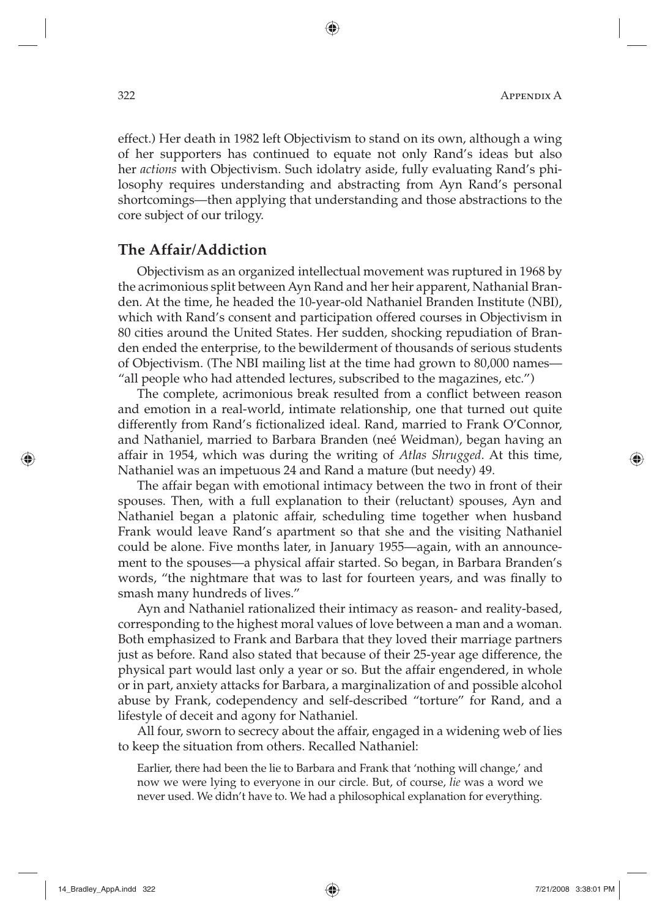effect.) Her death in 1982 left Objectivism to stand on its own, although a wing of her supporters has continued to equate not only Rand's ideas but also her *actions* with Objectivism. Such idolatry aside, fully evaluating Rand's philosophy requires understanding and abstracting from Ayn Rand's personal shortcomings—then applying that understanding and those abstractions to the core subject of our trilogy.

## The Affair/Addiction

Objectivism as an organized intellectual movement was ruptured in 1968 by the acrimonious split between Ayn Rand and her heir apparent, Nathanial Branden. At the time, he headed the 10-year-old Nathaniel Branden Institute (NBI), which with Rand's consent and participation offered courses in Objectivism in 80 cities around the United States. Her sudden, shocking repudiation of Branden ended the enterprise, to the bewilderment of thousands of serious students of Objectivism. (The NBI mailing list at the time had grown to 80,000 names—"all people who had attended lectures, subscribed to the magazines, etc.")

The complete, acrimonious break resulted from a conflict between reason and emotion in a real-world, intimate relationship, one that turned out quite differently from Rand's fictionalized ideal. Rand, married to Frank O'Connor, and Nathaniel, married to Barbara Branden (neé Weidman), began having an affair in 1954, which was during the writing of *Atlas Shrugged*. At this time, Nathaniel was an impetuous 24 and Rand a mature (but needy) 49.

The affair began with emotional intimacy between the two in front of their spouses. Then, with a full explanation to their (reluctant) spouses, Ayn and Nathaniel began a platonic affair, scheduling time together when husband Frank would leave Rand's apartment so that she and the visiting Nathaniel could be alone. Five months later, in January 1955—again, with an announcement to the spouses—a physical affair started. So began, in Barbara Branden's words, "the nightmare that was to last for fourteen years, and was finally to smash many hundreds of lives."

Ayn and Nathaniel rationalized their intimacy as reason- and reality-based, corresponding to the highest moral values of love between a man and a woman. Both emphasized to Frank and Barbara that they loved their marriage partners just as before. Rand also stated that because of their 25-year age difference, the physical part would last only a year or so. But the affair engendered, in whole or in part, anxiety attacks for Barbara, a marginalization of and possible alcohol abuse by Frank, codependency and self-described "torture" for Rand, and a lifestyle of deceit and agony for Nathaniel.

All four, sworn to secrecy about the affair, engaged in a widening web of lies to keep the situation from others. Recalled Nathaniel:

> Earlier, there had been the lie to Barbara and Frank that 'nothing will change,' and now we were lying to everyone in our circle. But, of course, *lie* was a word we never used. We didn't have to. We had a philosophical explanation for everything.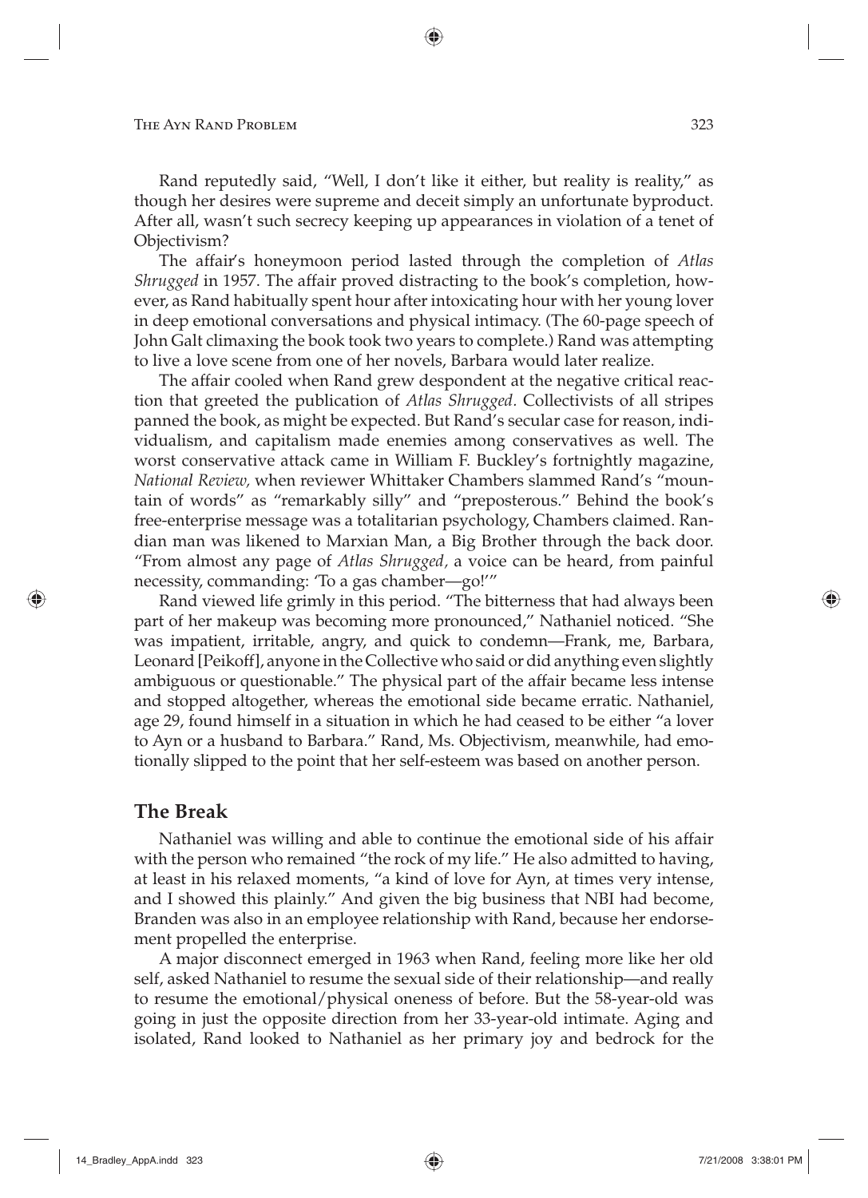Rand reputedly said, "Well, I don't like it either, but reality is reality," as though her desires were supreme and deceit simply an unfortunate byproduct. After all, wasn't such secrecy keeping up appearances in violation of a tenet of Objectivism?

The affair's honeymoon period lasted through the completion of *Atlas Shrugged* in 1957. The affair proved distracting to the book's completion, however, as Rand habitually spent hour after intoxicating hour with her young lover in deep emotional conversations and physical intimacy. (The 60-page speech of John Galt climaxing the book took two years to complete.) Rand was attempting to live a love scene from one of her novels, Barbara would later realize.

The affair cooled when Rand grew despondent at the negative critical reaction that greeted the publication of *Atlas Shrugged*. Collectivists of all stripes panned the book, as might be expected. But Rand's secular case for reason, individualism, and capitalism made enemies among conservatives as well. The worst conservative attack came in William F. Buckley's fortnightly magazine, *National Review,* when reviewer Whittaker Chambers slammed Rand's "mountain of words" as "remarkably silly" and "preposterous." Behind the book's free-enterprise message was a totalitarian psychology, Chambers claimed. Randian man was likened to Marxian Man, a Big Brother through the back door. "From almost any page of *Atlas Shrugged*, a voice can be heard, from painful necessity, commanding: 'To a gas chamber—go!'"

Rand viewed life grimly in this period. "The bitterness that had always been part of her makeup was becoming more pronounced," Nathaniel noticed. "She was impatient, irritable, angry, and quick to condemn—Frank, me, Barbara, Leonard [Peikoff], anyone in the Collective who said or did anything even slightly ambiguous or questionable." The physical part of the affair became less intense and stopped altogether, whereas the emotional side became erratic. Nathaniel, age 29, found himself in a situation in which he had ceased to be either "a lover to Ayn or a husband to Barbara." Rand, Ms. Objectivism, meanwhile, had emotionally slipped to the point that her self-esteem was based on another person.

## The Break

Nathaniel was willing and able to continue the emotional side of his affair with the person who remained "the rock of my life." He also admitted to having, at least in his relaxed moments, "a kind of love for Ayn, at times very intense, and I showed this plainly." And given the big business that NBI had become, Branden was also in an employee relationship with Rand, because her endorsement propelled the enterprise.

A major disconnect emerged in 1963 when Rand, feeling more like her old self, asked Nathaniel to resume the sexual side of their relationship—and really to resume the emotional/physical oneness of before. But the 58-year-old was going in just the opposite direction from her 33-year-old intimate. Aging and isolated, Rand looked to Nathaniel as her primary joy and bedrock for the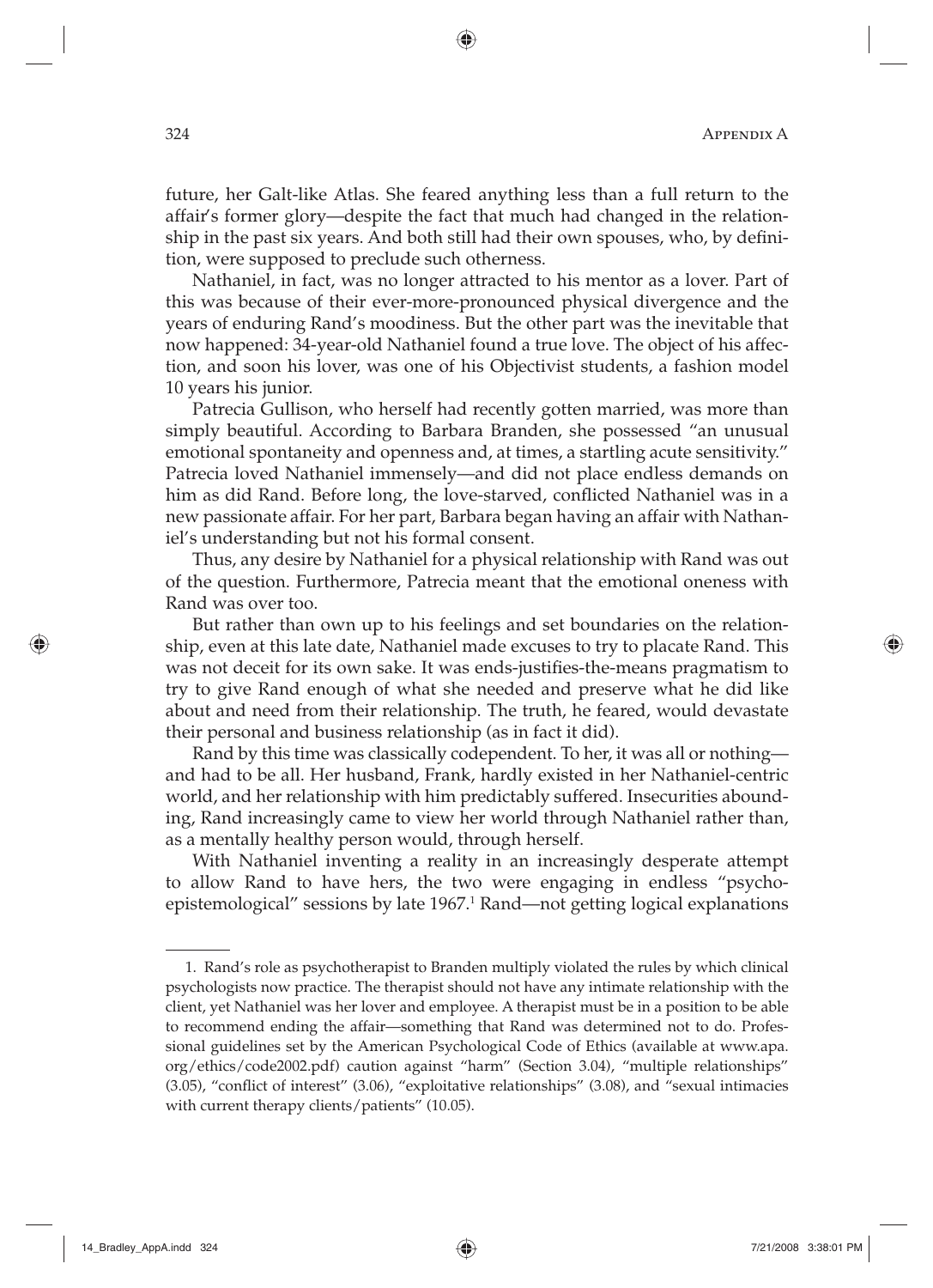future, her Galt-like Atlas. She feared anything less than a full return to the affair's former glory—despite the fact that much had changed in the relationship in the past six years. And both still had their own spouses, who, by definition, were supposed to preclude such otherness.

Nathaniel, in fact, was no longer attracted to his mentor as a lover. Part of this was because of their ever-more-pronounced physical divergence and the years of enduring Rand's moodiness. But the other part was the inevitable that now happened: 34-year-old Nathaniel found a true love. The object of his affection, and soon his lover, was one of his Objectivist students, a fashion model 10 years his junior.

Patrecia Gullison, who herself had recently gotten married, was more than simply beautiful. According to Barbara Branden, she possessed "an unusual emotional spontaneity and openness and, at times, a startling acute sensitivity." Patrecia loved Nathaniel immensely—and did not place endless demands on him as did Rand. Before long, the love-starved, conflicted Nathaniel was in a new passionate affair. For her part, Barbara began having an affair with Nathaniel's understanding but not his formal consent.

Thus, any desire by Nathaniel for a physical relationship with Rand was out of the question. Furthermore, Patrecia meant that the emotional oneness with Rand was over too.

But rather than own up to his feelings and set boundaries on the relationship, even at this late date, Nathaniel made excuses to try to placate Rand. This was not deceit for its own sake. It was ends-justifies-the-means pragmatism to try to give Rand enough of what she needed and preserve what he did like about and need from their relationship. The truth, he feared, would devastate their personal and business relationship (as in fact it did).

Rand by this time was classically codependent. To her, it was all or nothing—and had to be all. Her husband, Frank, hardly existed in her Nathaniel-centric world, and her relationship with him predictably suffered. Insecurities abounding, Rand increasingly came to view her world through Nathaniel rather than, as a mentally healthy person would, through herself.

With Nathaniel inventing a reality in an increasingly desperate attempt to allow Rand to have hers, the two were engaging in endless "psycho-epistemological" sessions by late 1967.[1] Rand—not getting logical explanations

---

1. Rand's role as psychotherapist to Branden multiply violated the rules by which clinical psychologists now practice. The therapist should not have any intimate relationship with the client, yet Nathaniel was her lover and employee. A therapist must be in a position to be able to recommend ending the affair—something that Rand was determined not to do. Professional guidelines set by the American Psychological Code of Ethics (available at www.apa.org/ethics/code2002.pdf) caution against "harm" (Section 3.04), "multiple relationships" (3.05), "conflict of interest" (3.06), "exploitative relationships" (3.08), and "sexual intimacies with current therapy clients/patients" (10.05).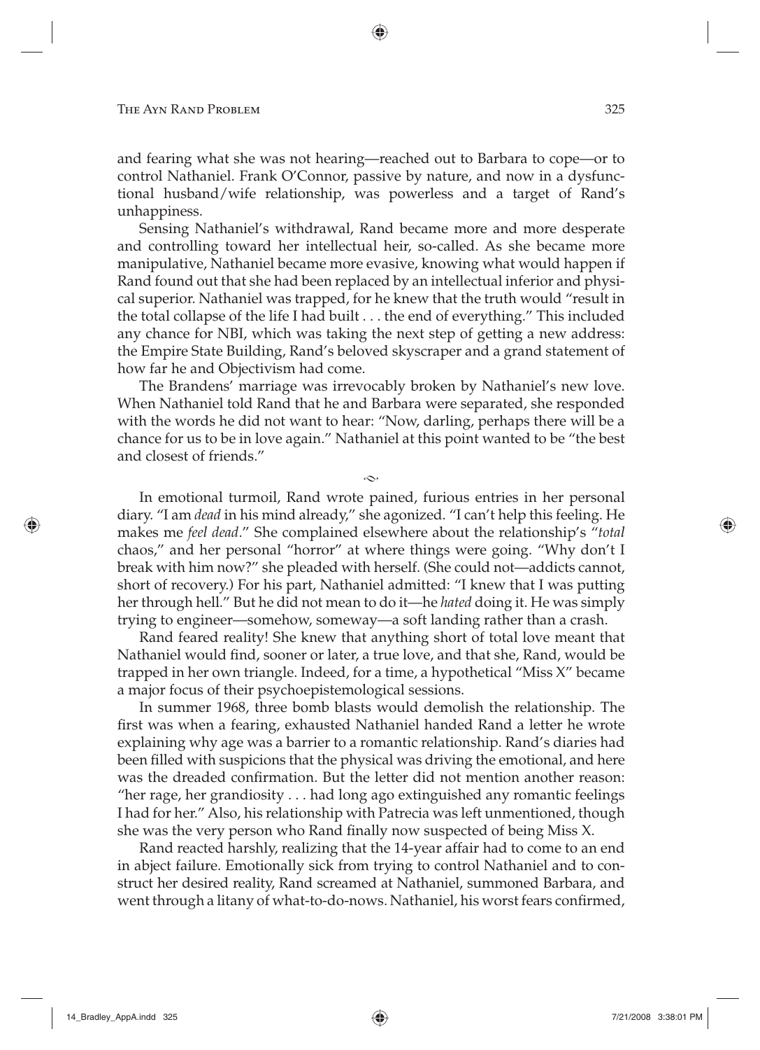and fearing what she was not hearing—reached out to Barbara to cope—or to control Nathaniel. Frank O'Connor, passive by nature, and now in a dysfunctional husband/wife relationship, was powerless and a target of Rand's unhappiness.

Sensing Nathaniel's withdrawal, Rand became more and more desperate and controlling toward her intellectual heir, so-called. As she became more manipulative, Nathaniel became more evasive, knowing what would happen if Rand found out that she had been replaced by an intellectual inferior and physical superior. Nathaniel was trapped, for he knew that the truth would "result in the total collapse of the life I had built . . . the end of everything." This included any chance for NBI, which was taking the next step of getting a new address: the Empire State Building, Rand's beloved skyscraper and a grand statement of how far he and Objectivism had come.

The Brandens' marriage was irrevocably broken by Nathaniel's new love. When Nathaniel told Rand that he and Barbara were separated, she responded with the words he did not want to hear: "Now, darling, perhaps there will be a chance for us to be in love again." Nathaniel at this point wanted to be "the best and closest of friends."

In emotional turmoil, Rand wrote pained, furious entries in her personal diary. "I am *dead* in his mind already," she agonized. "I can't help this feeling. He makes me *feel dead*." She complained elsewhere about the relationship's "*total* chaos," and her personal "horror" at where things were going. "Why don't I break with him now?" she pleaded with herself. (She could not—addicts cannot, short of recovery.) For his part, Nathaniel admitted: "I knew that I was putting her through hell." But he did not mean to do it—he *hated* doing it. He was simply trying to engineer—somehow, someway—a soft landing rather than a crash.

Rand feared reality! She knew that anything short of total love meant that Nathaniel would find, sooner or later, a true love, and that she, Rand, would be trapped in her own triangle. Indeed, for a time, a hypothetical "Miss X" became a major focus of their psychoepistemological sessions.

In summer 1968, three bomb blasts would demolish the relationship. The first was when a fearing, exhausted Nathaniel handed Rand a letter he wrote explaining why age was a barrier to a romantic relationship. Rand's diaries had been filled with suspicions that the physical was driving the emotional, and here was the dreaded confirmation. But the letter did not mention another reason: "her rage, her grandiosity . . . had long ago extinguished any romantic feelings I had for her." Also, his relationship with Patrecia was left unmentioned, though she was the very person who Rand finally now suspected of being Miss X.

Rand reacted harshly, realizing that the 14-year affair had to come to an end in abject failure. Emotionally sick from trying to control Nathaniel and to construct her desired reality, Rand screamed at Nathaniel, summoned Barbara, and went through a litany of what-to-do-nows. Nathaniel, his worst fears confirmed,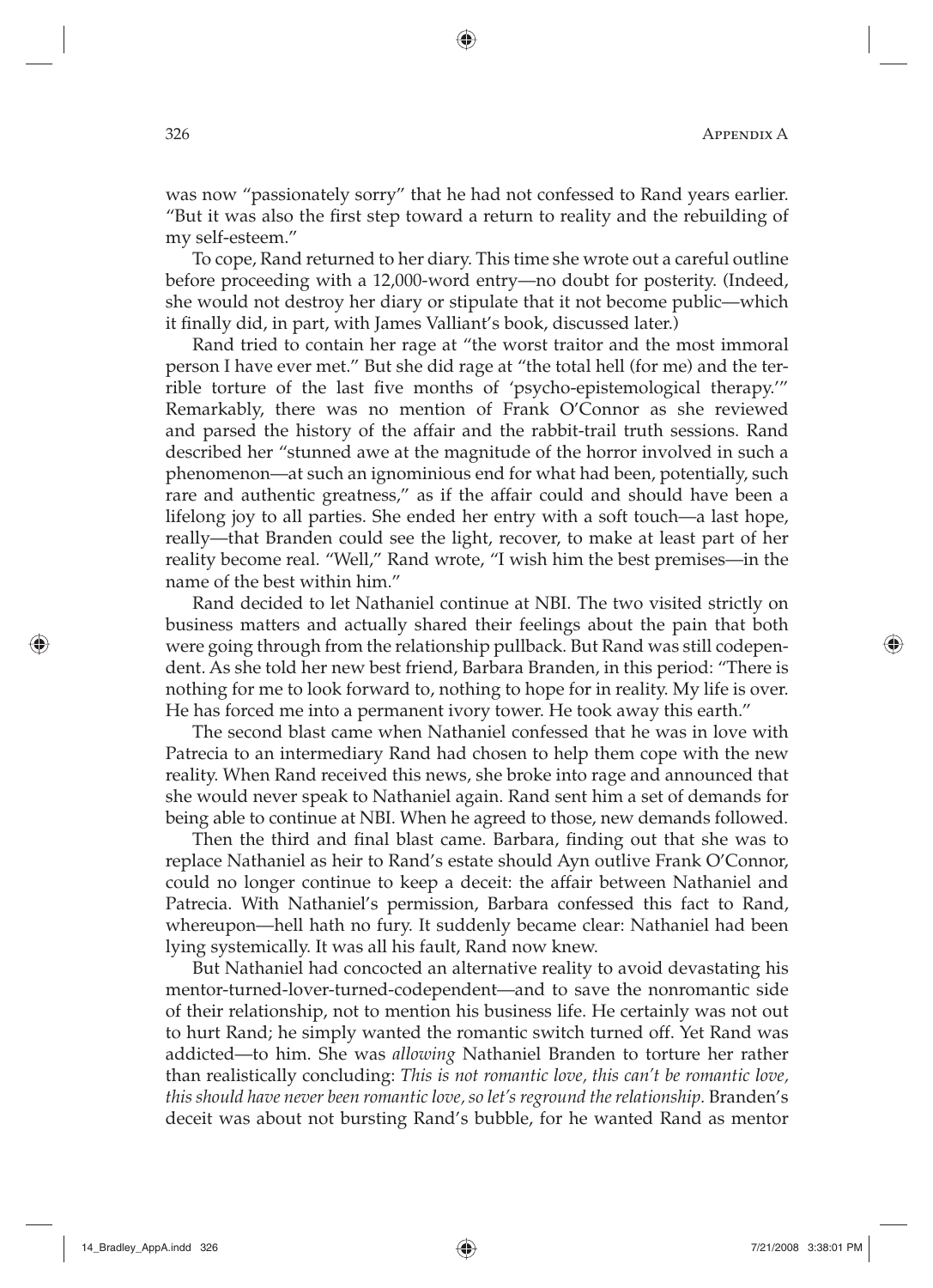was now "passionately sorry" that he had not confessed to Rand years earlier. "But it was also the first step toward a return to reality and the rebuilding of my self-esteem."

To cope, Rand returned to her diary. This time she wrote out a careful outline before proceeding with a 12,000-word entry—no doubt for posterity. (Indeed, she would not destroy her diary or stipulate that it not become public—which it finally did, in part, with James Valliant's book, discussed later.)

Rand tried to contain her rage at "the worst traitor and the most immoral person I have ever met." But she did rage at "the total hell (for me) and the terrible torture of the last five months of 'psycho-epistemological therapy.'" Remarkably, there was no mention of Frank O'Connor as she reviewed and parsed the history of the affair and the rabbit-trail truth sessions. Rand described her "stunned awe at the magnitude of the horror involved in such a phenomenon—at such an ignominious end for what had been, potentially, such rare and authentic greatness," as if the affair could and should have been a lifelong joy to all parties. She ended her entry with a soft touch—a last hope, really—that Branden could see the light, recover, to make at least part of her reality become real. "Well," Rand wrote, "I wish him the best premises—in the name of the best within him."

Rand decided to let Nathaniel continue at NBI. The two visited strictly on business matters and actually shared their feelings about the pain that both were going through from the relationship pullback. But Rand was still codependent. As she told her new best friend, Barbara Branden, in this period: "There is nothing for me to look forward to, nothing to hope for in reality. My life is over. He has forced me into a permanent ivory tower. He took away this earth."

The second blast came when Nathaniel confessed that he was in love with Patrecia to an intermediary Rand had chosen to help them cope with the new reality. When Rand received this news, she broke into rage and announced that she would never speak to Nathaniel again. Rand sent him a set of demands for being able to continue at NBI. When he agreed to those, new demands followed.

Then the third and final blast came. Barbara, finding out that she was to replace Nathaniel as heir to Rand's estate should Ayn outlive Frank O'Connor, could no longer continue to keep a deceit: the affair between Nathaniel and Patrecia. With Nathaniel's permission, Barbara confessed this fact to Rand, whereupon—hell hath no fury. It suddenly became clear: Nathaniel had been lying systemically. It was all his fault, Rand now knew.

But Nathaniel had concocted an alternative reality to avoid devastating his mentor-turned-lover-turned-codependent—and to save the nonromantic side of their relationship, not to mention his business life. He certainly was not out to hurt Rand; he simply wanted the romantic switch turned off. Yet Rand was addicted—to him. She was *allowing* Nathaniel Branden to torture her rather than realistically concluding: *This is not romantic love, this can't be romantic love, this should have never been romantic love, so let's reground the relationship.* Branden's deceit was about not bursting Rand's bubble, for he wanted Rand as mentor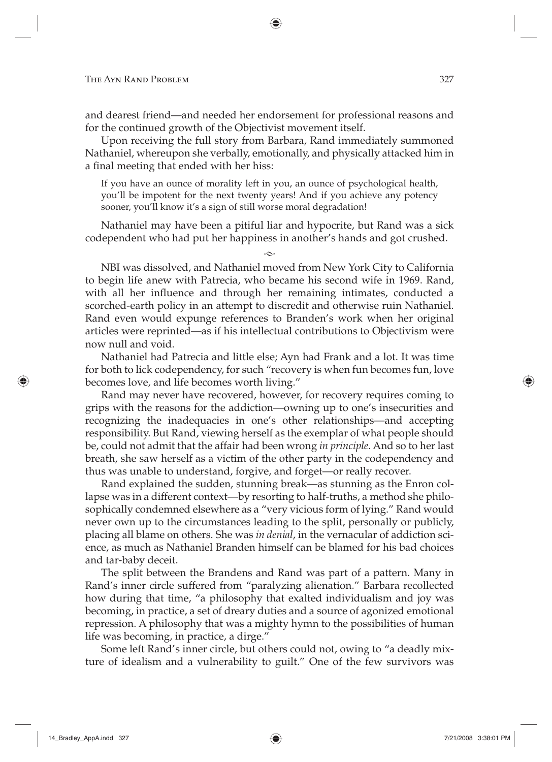and dearest friend—and needed her endorsement for professional reasons and for the continued growth of the Objectivist movement itself.

Upon receiving the full story from Barbara, Rand immediately summoned Nathaniel, whereupon she verbally, emotionally, and physically attacked him in a final meeting that ended with her hiss:

> If you have an ounce of morality left in you, an ounce of psychological health, you'll be impotent for the next twenty years! And if you achieve any potency sooner, you'll know it's a sign of still worse moral degradation!

Nathaniel may have been a pitiful liar and hypocrite, but Rand was a sick codependent who had put her happiness in another's hands and got crushed.

NBI was dissolved, and Nathaniel moved from New York City to California to begin life anew with Patrecia, who became his second wife in 1969. Rand, with all her influence and through her remaining intimates, conducted a scorched-earth policy in an attempt to discredit and otherwise ruin Nathaniel. Rand even would expunge references to Branden's work when her original articles were reprinted—as if his intellectual contributions to Objectivism were now null and void.

Nathaniel had Patrecia and little else; Ayn had Frank and a lot. It was time for both to lick codependency, for such "recovery is when fun becomes fun, love becomes love, and life becomes worth living."

Rand may never have recovered, however, for recovery requires coming to grips with the reasons for the addiction—owning up to one's insecurities and recognizing the inadequacies in one's other relationships—and accepting responsibility. But Rand, viewing herself as the exemplar of what people should be, could not admit that the affair had been wrong *in principle*. And so to her last breath, she saw herself as a victim of the other party in the codependency and thus was unable to understand, forgive, and forget—or really recover.

Rand explained the sudden, stunning break—as stunning as the Enron collapse was in a different context—by resorting to half-truths, a method she philosophically condemned elsewhere as a "very vicious form of lying." Rand would never own up to the circumstances leading to the split, personally or publicly, placing all blame on others. She was *in denial*, in the vernacular of addiction science, as much as Nathaniel Branden himself can be blamed for his bad choices and tar-baby deceit.

The split between the Brandens and Rand was part of a pattern. Many in Rand's inner circle suffered from "paralyzing alienation." Barbara recollected how during that time, "a philosophy that exalted individualism and joy was becoming, in practice, a set of dreary duties and a source of agonized emotional repression. A philosophy that was a mighty hymn to the possibilities of human life was becoming, in practice, a dirge."

Some left Rand's inner circle, but others could not, owing to "a deadly mixture of idealism and a vulnerability to guilt." One of the few survivors was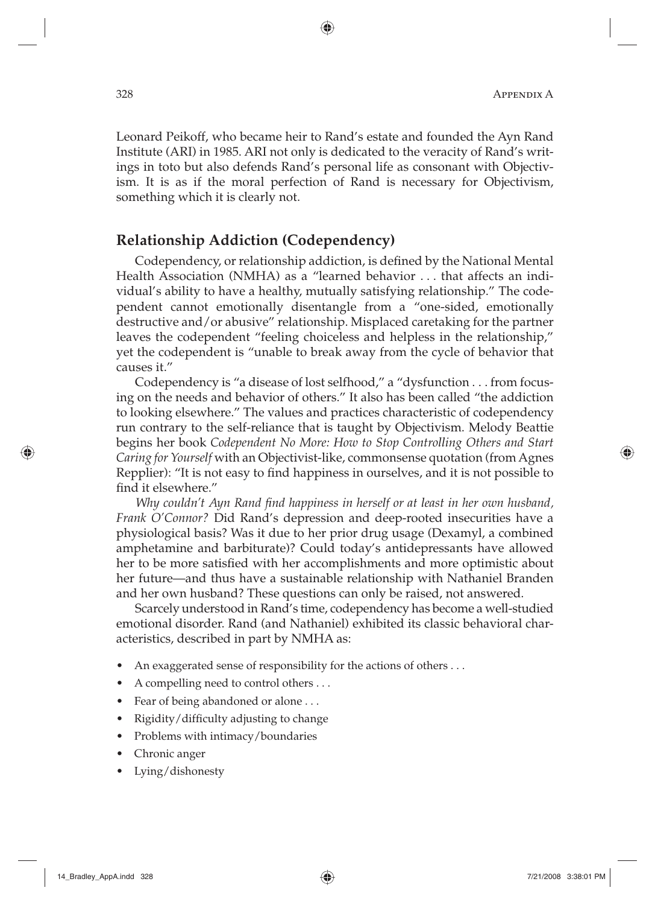Leonard Peikoff, who became heir to Rand's estate and founded the Ayn Rand Institute (ARI) in 1985. ARI not only is dedicated to the veracity of Rand's writings in toto but also defends Rand's personal life as consonant with Objectivism. It is as if the moral perfection of Rand is necessary for Objectivism, something which it is clearly not.

## Relationship Addiction (Codependency)

Codependency, or relationship addiction, is defined by the National Mental Health Association (NMHA) as a "learned behavior . . . that affects an individual's ability to have a healthy, mutually satisfying relationship." The codependent cannot emotionally disentangle from a "one-sided, emotionally destructive and/or abusive" relationship. Misplaced caretaking for the partner leaves the codependent "feeling choiceless and helpless in the relationship," yet the codependent is "unable to break away from the cycle of behavior that causes it."

Codependency is "a disease of lost selfhood," a "dysfunction . . . from focusing on the needs and behavior of others." It also has been called "the addiction to looking elsewhere." The values and practices characteristic of codependency run contrary to the self-reliance that is taught by Objectivism. Melody Beattie begins her book *Codependent No More: How to Stop Controlling Others and Start Caring for Yourself* with an Objectivist-like, commonsense quotation (from Agnes Repplier): "It is not easy to find happiness in ourselves, and it is not possible to find it elsewhere."

*Why couldn't Ayn Rand find happiness in herself or at least in her own husband, Frank O'Connor?* Did Rand's depression and deep-rooted insecurities have a physiological basis? Was it due to her prior drug usage (Dexamyl, a combined amphetamine and barbiturate)? Could today's antidepressants have allowed her to be more satisfied with her accomplishments and more optimistic about her future—and thus have a sustainable relationship with Nathaniel Branden and her own husband? These questions can only be raised, not answered.

Scarcely understood in Rand's time, codependency has become a well-studied emotional disorder. Rand (and Nathaniel) exhibited its classic behavioral characteristics, described in part by NMHA as:

- An exaggerated sense of responsibility for the actions of others . . .
- A compelling need to control others . . .
- Fear of being abandoned or alone . . .
- Rigidity/difficulty adjusting to change
- Problems with intimacy/boundaries
- Chronic anger
- Lying/dishonesty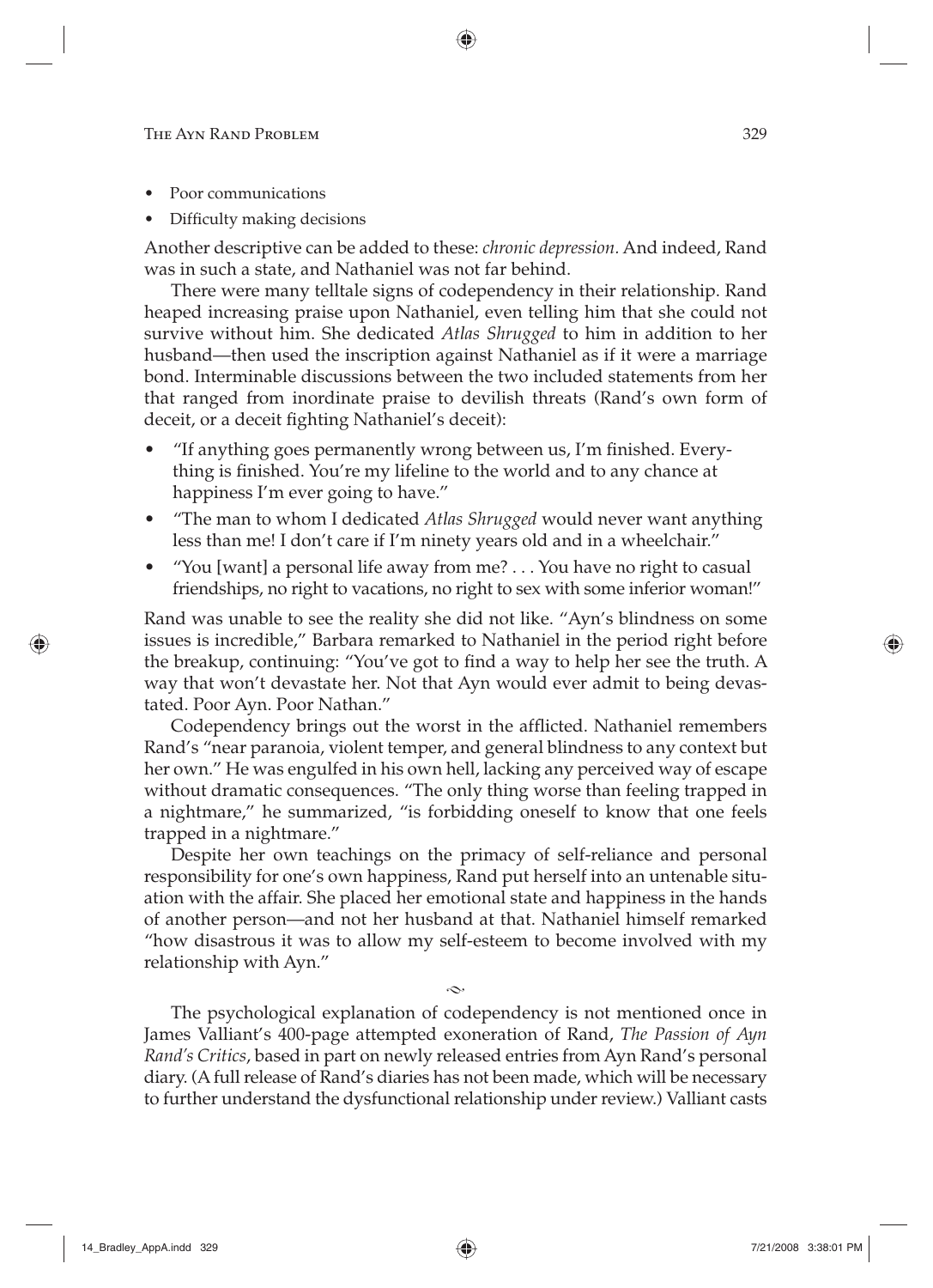- Poor communications
- Difficulty making decisions

Another descriptive can be added to these: *chronic depression*. And indeed, Rand was in such a state, and Nathaniel was not far behind.

There were many telltale signs of codependency in their relationship. Rand heaped increasing praise upon Nathaniel, even telling him that she could not survive without him. She dedicated *Atlas Shrugged* to him in addition to her husband—then used the inscription against Nathaniel as if it were a marriage bond. Interminable discussions between the two included statements from her that ranged from inordinate praise to devilish threats (Rand's own form of deceit, or a deceit fighting Nathaniel's deceit):

- "If anything goes permanently wrong between us, I'm finished. Everything is finished. You're my lifeline to the world and to any chance at happiness I'm ever going to have."
- "The man to whom I dedicated *Atlas Shrugged* would never want anything less than me! I don't care if I'm ninety years old and in a wheelchair."
- "You [want] a personal life away from me? . . . You have no right to casual friendships, no right to vacations, no right to sex with some inferior woman!"

Rand was unable to see the reality she did not like. "Ayn's blindness on some issues is incredible," Barbara remarked to Nathaniel in the period right before the breakup, continuing: "You've got to find a way to help her see the truth. A way that won't devastate her. Not that Ayn would ever admit to being devastated. Poor Ayn. Poor Nathan."

Codependency brings out the worst in the afflicted. Nathaniel remembers Rand's "near paranoia, violent temper, and general blindness to any context but her own." He was engulfed in his own hell, lacking any perceived way of escape without dramatic consequences. "The only thing worse than feeling trapped in a nightmare," he summarized, "is forbidding oneself to know that one feels trapped in a nightmare."

Despite her own teachings on the primacy of self-reliance and personal responsibility for one's own happiness, Rand put herself into an untenable situation with the affair. She placed her emotional state and happiness in the hands of another person—and not her husband at that. Nathaniel himself remarked "how disastrous it was to allow my self-esteem to become involved with my relationship with Ayn."

The psychological explanation of codependency is not mentioned once in James Valliant's 400-page attempted exoneration of Rand, *The Passion of Ayn Rand's Critics*, based in part on newly released entries from Ayn Rand's personal diary. (A full release of Rand's diaries has not been made, which will be necessary to further understand the dysfunctional relationship under review.) Valliant casts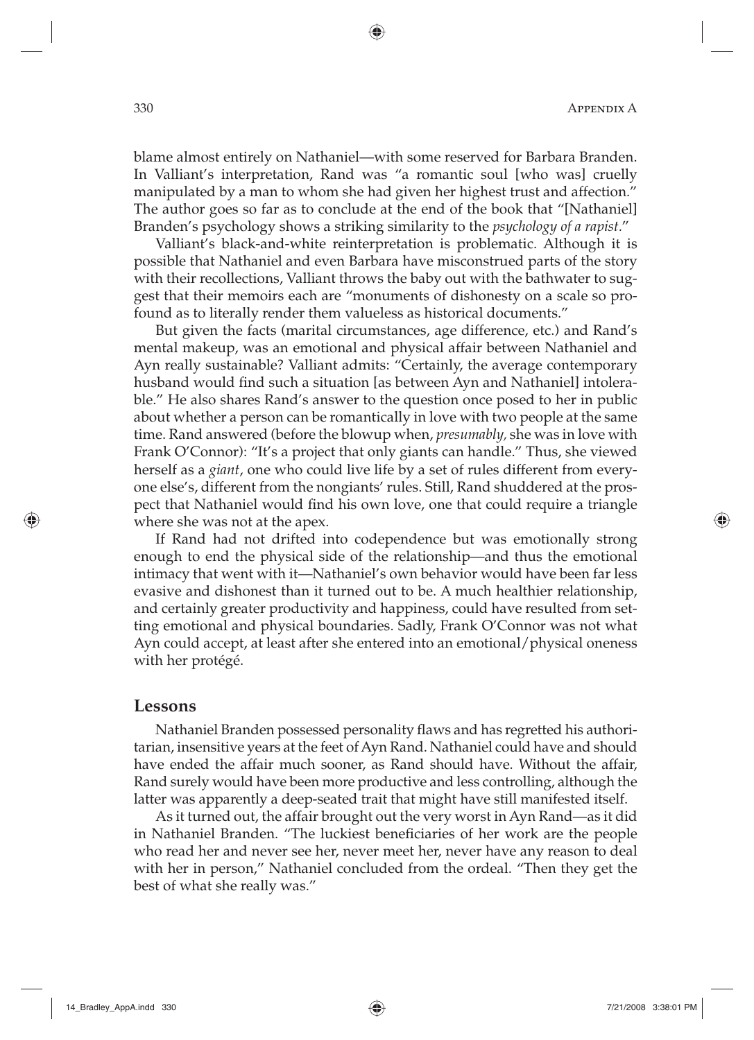blame almost entirely on Nathaniel—with some reserved for Barbara Branden. In Valliant's interpretation, Rand was "a romantic soul [who was] cruelly manipulated by a man to whom she had given her highest trust and affection." The author goes so far as to conclude at the end of the book that "[Nathaniel] Branden's psychology shows a striking similarity to the *psychology of a rapist*."

Valliant's black-and-white reinterpretation is problematic. Although it is possible that Nathaniel and even Barbara have misconstrued parts of the story with their recollections, Valliant throws the baby out with the bathwater to suggest that their memoirs each are "monuments of dishonesty on a scale so profound as to literally render them valueless as historical documents."

But given the facts (marital circumstances, age difference, etc.) and Rand's mental makeup, was an emotional and physical affair between Nathaniel and Ayn really sustainable? Valliant admits: "Certainly, the average contemporary husband would find such a situation [as between Ayn and Nathaniel] intolerable." He also shares Rand's answer to the question once posed to her in public about whether a person can be romantically in love with two people at the same time. Rand answered (before the blowup when, *presumably*, she was in love with Frank O'Connor): "It's a project that only giants can handle." Thus, she viewed herself as a *giant*, one who could live life by a set of rules different from everyone else's, different from the nongiants' rules. Still, Rand shuddered at the prospect that Nathaniel would find his own love, one that could require a triangle where she was not at the apex.

If Rand had not drifted into codependence but was emotionally strong enough to end the physical side of the relationship—and thus the emotional intimacy that went with it—Nathaniel's own behavior would have been far less evasive and dishonest than it turned out to be. A much healthier relationship, and certainly greater productivity and happiness, could have resulted from setting emotional and physical boundaries. Sadly, Frank O'Connor was not what Ayn could accept, at least after she entered into an emotional/physical oneness with her protégé.

## Lessons

Nathaniel Branden possessed personality flaws and has regretted his authoritarian, insensitive years at the feet of Ayn Rand. Nathaniel could have and should have ended the affair much sooner, as Rand should have. Without the affair, Rand surely would have been more productive and less controlling, although the latter was apparently a deep-seated trait that might have still manifested itself.

As it turned out, the affair brought out the very worst in Ayn Rand—as it did in Nathaniel Branden. "The luckiest beneficiaries of her work are the people who read her and never see her, never meet her, never have any reason to deal with her in person," Nathaniel concluded from the ordeal. "Then they get the best of what she really was."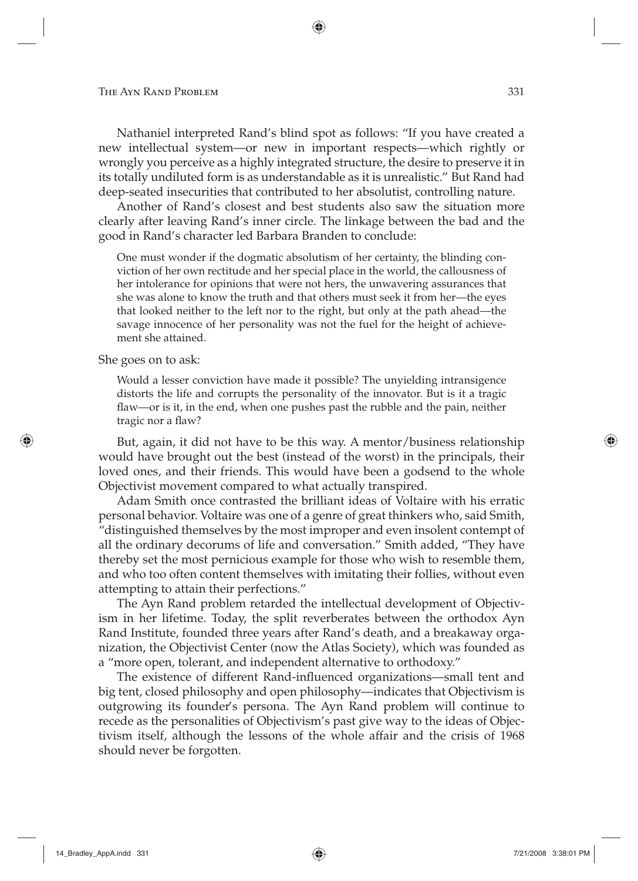Nathaniel interpreted Rand's blind spot as follows: "If you have created a new intellectual system—or new in important respects—which rightly or wrongly you perceive as a highly integrated structure, the desire to preserve it in its totally undiluted form is as understandable as it is unrealistic." But Rand had deep-seated insecurities that contributed to her absolutist, controlling nature.

Another of Rand's closest and best students also saw the situation more clearly after leaving Rand's inner circle. The linkage between the bad and the good in Rand's character led Barbara Branden to conclude:

> One must wonder if the dogmatic absolutism of her certainty, the blinding conviction of her own rectitude and her special place in the world, the callousness of her intolerance for opinions that were not hers, the unwavering assurances that she was alone to know the truth and that others must seek it from her—the eyes that looked neither to the left nor to the right, but only at the path ahead—the savage innocence of her personality was not the fuel for the height of achievement she attained.

She goes on to ask:

> Would a lesser conviction have made it possible? The unyielding intransigence distorts the life and corrupts the personality of the innovator. But is it a tragic flaw—or is it, in the end, when one pushes past the rubble and the pain, neither tragic nor a flaw?

But, again, it did not have to be this way. A mentor/business relationship would have brought out the best (instead of the worst) in the principals, their loved ones, and their friends. This would have been a godsend to the whole Objectivist movement compared to what actually transpired.

Adam Smith once contrasted the brilliant ideas of Voltaire with his erratic personal behavior. Voltaire was one of a genre of great thinkers who, said Smith, "distinguished themselves by the most improper and even insolent contempt of all the ordinary decorums of life and conversation." Smith added, "They have thereby set the most pernicious example for those who wish to resemble them, and who too often content themselves with imitating their follies, without even attempting to attain their perfections."

The Ayn Rand problem retarded the intellectual development of Objectivism in her lifetime. Today, the split reverberates between the orthodox Ayn Rand Institute, founded three years after Rand's death, and a breakaway organization, the Objectivist Center (now the Atlas Society), which was founded as a "more open, tolerant, and independent alternative to orthodoxy."

The existence of different Rand-influenced organizations—small tent and big tent, closed philosophy and open philosophy—indicates that Objectivism is outgrowing its founder's persona. The Ayn Rand problem will continue to recede as the personalities of Objectivism's past give way to the ideas of Objectivism itself, although the lessons of the whole affair and the crisis of 1968 should never be forgotten.